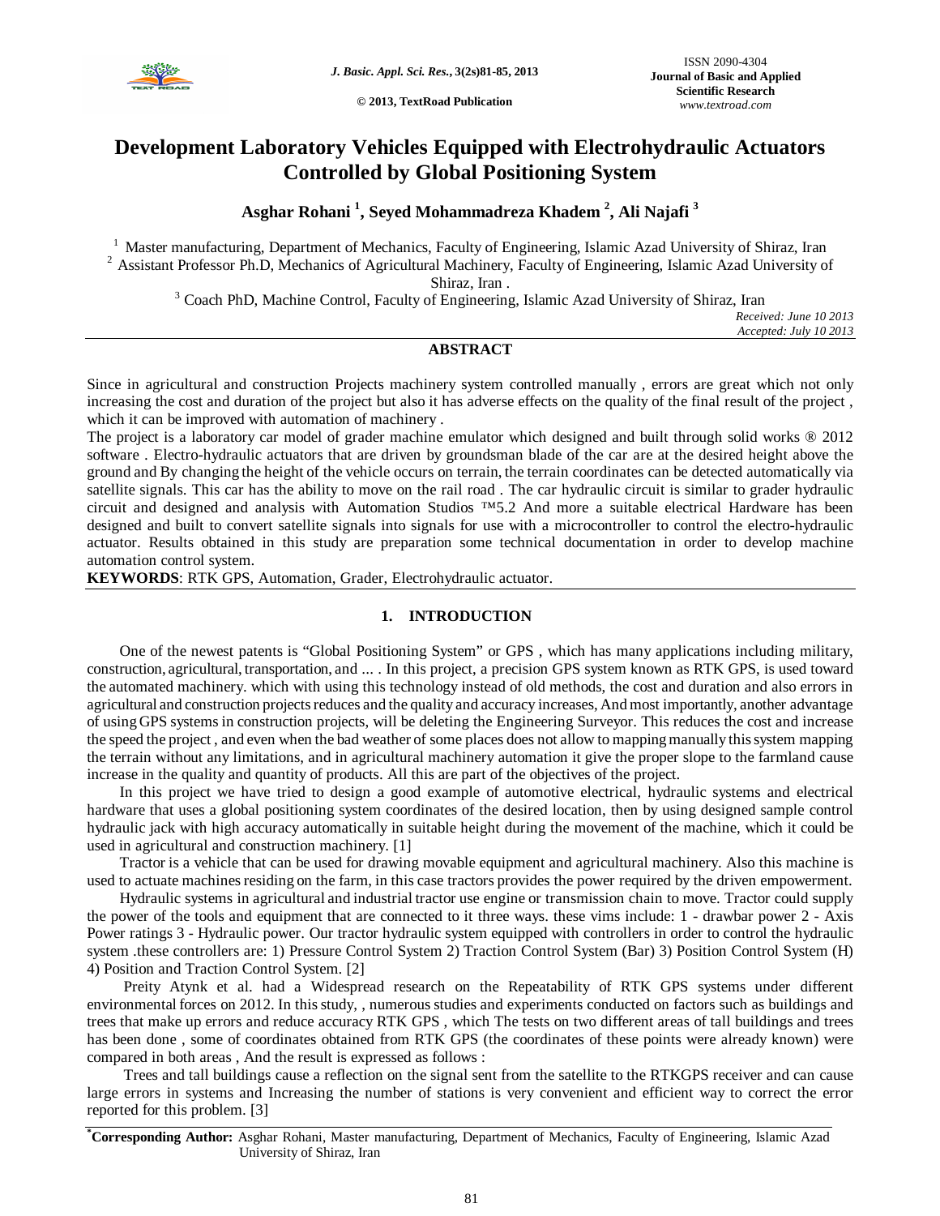# Development Laboratory Vehicles Equipped with Electrohydraulic Actuators Controlled by Global Positioning System

**Asghar Rohani [1], Seyed Mohammadreza Khadem [2], Ali Najafi [3]**

[1] Master manufacturing, Department of Mechanics, Faculty of Engineering, Islamic Azad University of Shiraz, Iran
[2] Assistant Professor Ph.D, Mechanics of Agricultural Machinery, Faculty of Engineering, Islamic Azad University of Shiraz, Iran .
[3] Coach PhD, Machine Control, Faculty of Engineering, Islamic Azad University of Shiraz, Iran

*Received: June 10 2013*
*Accepted: July 10 2013*

## ABSTRACT

Since in agricultural and construction Projects machinery system controlled manually , errors are great which not only increasing the cost and duration of the project but also it has adverse effects on the quality of the final result of the project , which it can be improved with automation of machinery .

The project is a laboratory car model of grader machine emulator which designed and built through solid works ® 2012 software . Electro-hydraulic actuators that are driven by groundsman blade of the car are at the desired height above the ground and By changing the height of the vehicle occurs on terrain, the terrain coordinates can be detected automatically via satellite signals. This car has the ability to move on the rail road . The car hydraulic circuit is similar to grader hydraulic circuit and designed and analysis with Automation Studios ™5.2 And more a suitable electrical Hardware has been designed and built to convert satellite signals into signals for use with a microcontroller to control the electro-hydraulic actuator. Results obtained in this study are preparation some technical documentation in order to develop machine automation control system.

**KEYWORDS**: RTK GPS, Automation, Grader, Electrohydraulic actuator.

## 1. INTRODUCTION

One of the newest patents is "Global Positioning System" or GPS , which has many applications including military, construction, agricultural, transportation, and ... . In this project, a precision GPS system known as RTK GPS, is used toward the automated machinery. which with using this technology instead of old methods, the cost and duration and also errors in agricultural and construction projects reduces and the quality and accuracy increases, And most importantly, another advantage of using GPS systems in construction projects, will be deleting the Engineering Surveyor. This reduces the cost and increase the speed the project , and even when the bad weather of some places does not allow to mapping manually this system mapping the terrain without any limitations, and in agricultural machinery automation it give the proper slope to the farmland cause increase in the quality and quantity of products. All this are part of the objectives of the project.

In this project we have tried to design a good example of automotive electrical, hydraulic systems and electrical hardware that uses a global positioning system coordinates of the desired location, then by using designed sample control hydraulic jack with high accuracy automatically in suitable height during the movement of the machine, which it could be used in agricultural and construction machinery. [1]

Tractor is a vehicle that can be used for drawing movable equipment and agricultural machinery. Also this machine is used to actuate machines residing on the farm, in this case tractors provides the power required by the driven empowerment.

Hydraulic systems in agricultural and industrial tractor use engine or transmission chain to move. Tractor could supply the power of the tools and equipment that are connected to it three ways. these vims include: 1 - drawbar power 2 - Axis Power ratings 3 - Hydraulic power. Our tractor hydraulic system equipped with controllers in order to control the hydraulic system .these controllers are: 1) Pressure Control System 2) Traction Control System (Bar) 3) Position Control System (H) 4) Position and Traction Control System. [2]

Preity Atynk et al. had a Widespread research on the Repeatability of RTK GPS systems under different environmental forces on 2012. In this study, , numerous studies and experiments conducted on factors such as buildings and trees that make up errors and reduce accuracy RTK GPS , which The tests on two different areas of tall buildings and trees has been done , some of coordinates obtained from RTK GPS (the coordinates of these points were already known) were compared in both areas , And the result is expressed as follows :

Trees and tall buildings cause a reflection on the signal sent from the satellite to the RTKGPS receiver and can cause large errors in systems and Increasing the number of stations is very convenient and efficient way to correct the error reported for this problem. [3]

---

*Corresponding Author: Asghar Rohani, Master manufacturing, Department of Mechanics, Faculty of Engineering, Islamic Azad University of Shiraz, Iran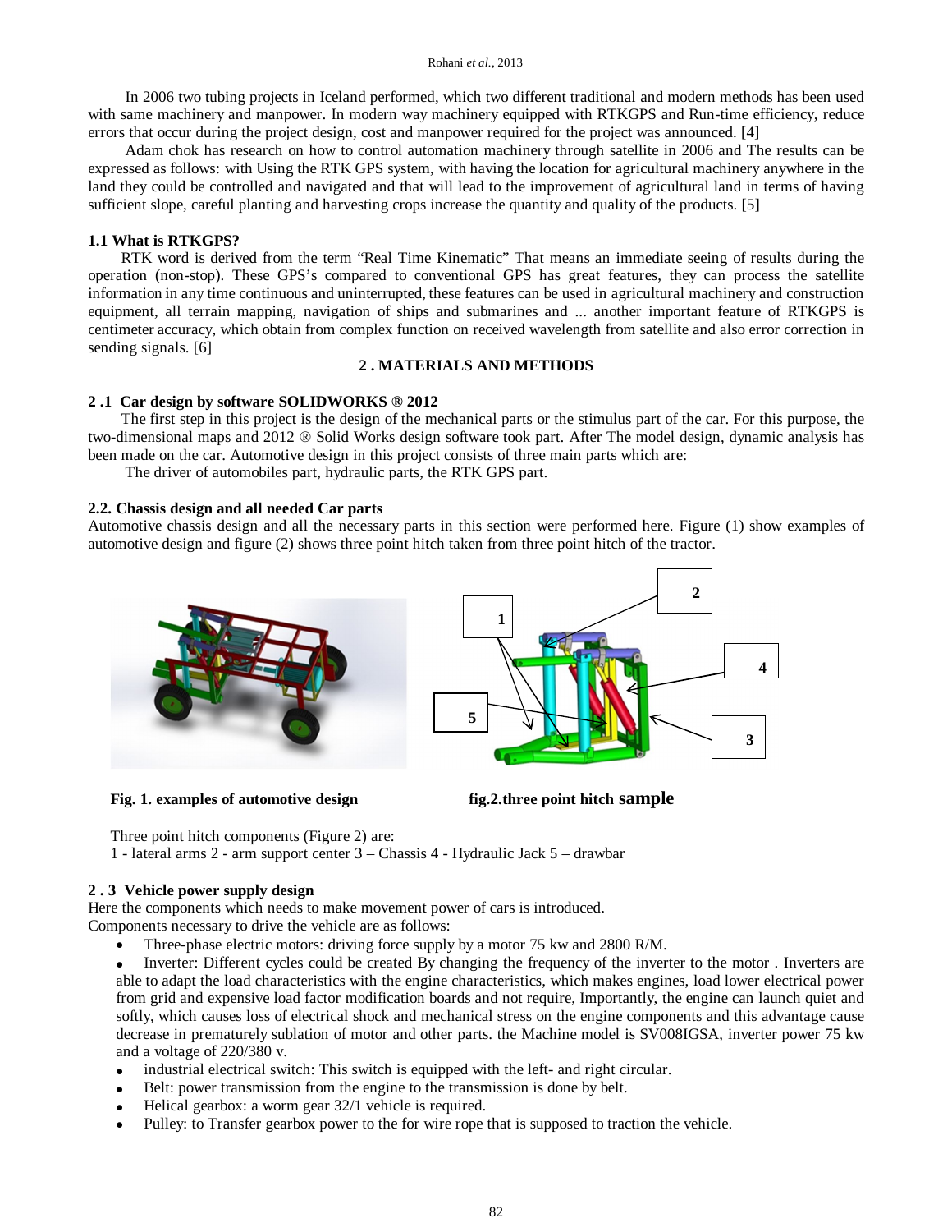In 2006 two tubing projects in Iceland performed, which two different traditional and modern methods has been used with same machinery and manpower. In modern way machinery equipped with RTKGPS and Run-time efficiency, reduce errors that occur during the project design, cost and manpower required for the project was announced. [4]

Adam chok has research on how to control automation machinery through satellite in 2006 and The results can be expressed as follows: with Using the RTK GPS system, with having the location for agricultural machinery anywhere in the land they could be controlled and navigated and that will lead to the improvement of agricultural land in terms of having sufficient slope, careful planting and harvesting crops increase the quantity and quality of the products. [5]

### 1.1 What is RTKGPS?

RTK word is derived from the term "Real Time Kinematic" That means an immediate seeing of results during the operation (non-stop). These GPS's compared to conventional GPS has great features, they can process the satellite information in any time continuous and uninterrupted, these features can be used in agricultural machinery and construction equipment, all terrain mapping, navigation of ships and submarines and ... another important feature of RTKGPS is centimeter accuracy, which obtain from complex function on received wavelength from satellite and also error correction in sending signals. [6]

## 2 . MATERIALS AND METHODS

### 2 .1 Car design by software SOLIDWORKS ® 2012

The first step in this project is the design of the mechanical parts or the stimulus part of the car. For this purpose, the two-dimensional maps and 2012 ® Solid Works design software took part. After The model design, dynamic analysis has been made on the car. Automotive design in this project consists of three main parts which are:

The driver of automobiles part, hydraulic parts, the RTK GPS part.

### 2.2. Chassis design and all needed Car parts

Automotive chassis design and all the necessary parts in this section were performed here. Figure (1) show examples of automotive design and figure (2) shows three point hitch taken from three point hitch of the tractor.

**Fig. 1. examples of automotive design**

**fig.2.three point hitch sample**

Three point hitch components (Figure 2) are:
1 - lateral arms 2 - arm support center 3 – Chassis 4 - Hydraulic Jack 5 – drawbar

### 2 . 3 Vehicle power supply design

Here the components which needs to make movement power of cars is introduced.
Components necessary to drive the vehicle are as follows:

- Three-phase electric motors: driving force supply by a motor 75 kw and 2800 R/M.
- Inverter: Different cycles could be created By changing the frequency of the inverter to the motor . Inverters are able to adapt the load characteristics with the engine characteristics, which makes engines, load lower electrical power from grid and expensive load factor modification boards and not require, Importantly, the engine can launch quiet and softly, which causes loss of electrical shock and mechanical stress on the engine components and this advantage cause decrease in prematurely sublation of motor and other parts. the Machine model is SV008IGSA, inverter power 75 kw and a voltage of 220/380 v.
- industrial electrical switch: This switch is equipped with the left- and right circular.
- Belt: power transmission from the engine to the transmission is done by belt.
- Helical gearbox: a worm gear 32/1 vehicle is required.
- Pulley: to Transfer gearbox power to the for wire rope that is supposed to traction the vehicle.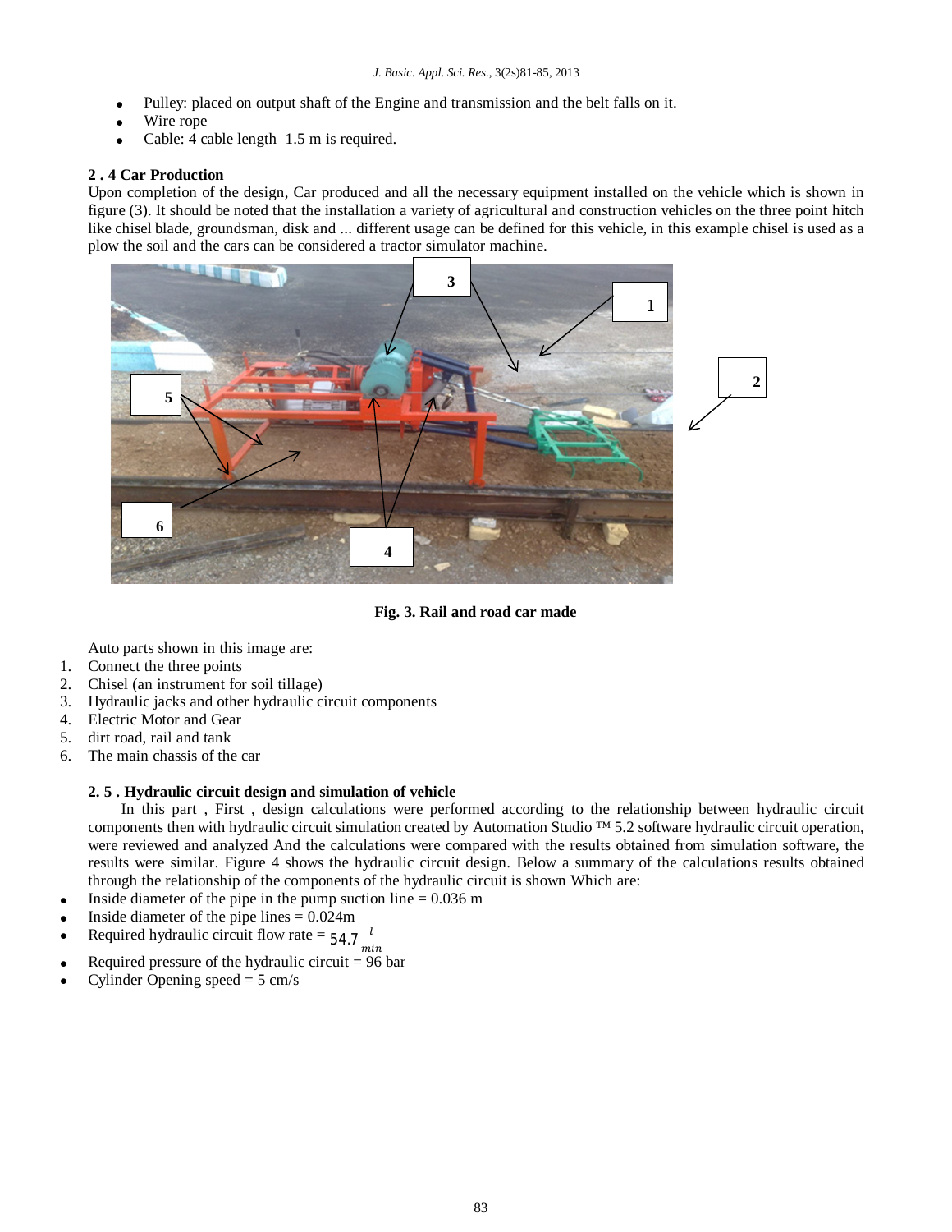- Pulley: placed on output shaft of the Engine and transmission and the belt falls on it.
- Wire rope
- Cable: 4 cable length 1.5 m is required.

### 2 . 4 Car Production

Upon completion of the design, Car produced and all the necessary equipment installed on the vehicle which is shown in figure (3). It should be noted that the installation a variety of agricultural and construction vehicles on the three point hitch like chisel blade, groundsman, disk and ... different usage can be defined for this vehicle, in this example chisel is used as a plow the soil and the cars can be considered a tractor simulator machine.

**Fig. 3. Rail and road car made**

Auto parts shown in this image are:

1. Connect the three points
2. Chisel (an instrument for soil tillage)
3. Hydraulic jacks and other hydraulic circuit components
4. Electric Motor and Gear
5. dirt road, rail and tank
6. The main chassis of the car

### 2. 5 . Hydraulic circuit design and simulation of vehicle

In this part , First , design calculations were performed according to the relationship between hydraulic circuit components then with hydraulic circuit simulation created by Automation Studio ™ 5.2 software hydraulic circuit operation, were reviewed and analyzed And the calculations were compared with the results obtained from simulation software, the results were similar. Figure 4 shows the hydraulic circuit design. Below a summary of the calculations results obtained through the relationship of the components of the hydraulic circuit is shown Which are:

- Inside diameter of the pipe in the pump suction line = 0.036 m
- Inside diameter of the pipe lines = 0.024m
- Required hydraulic circuit flow rate = $54.7 \frac{l}{min}$
- Required pressure of the hydraulic circuit = 96 bar
- Cylinder Opening speed = 5 cm/s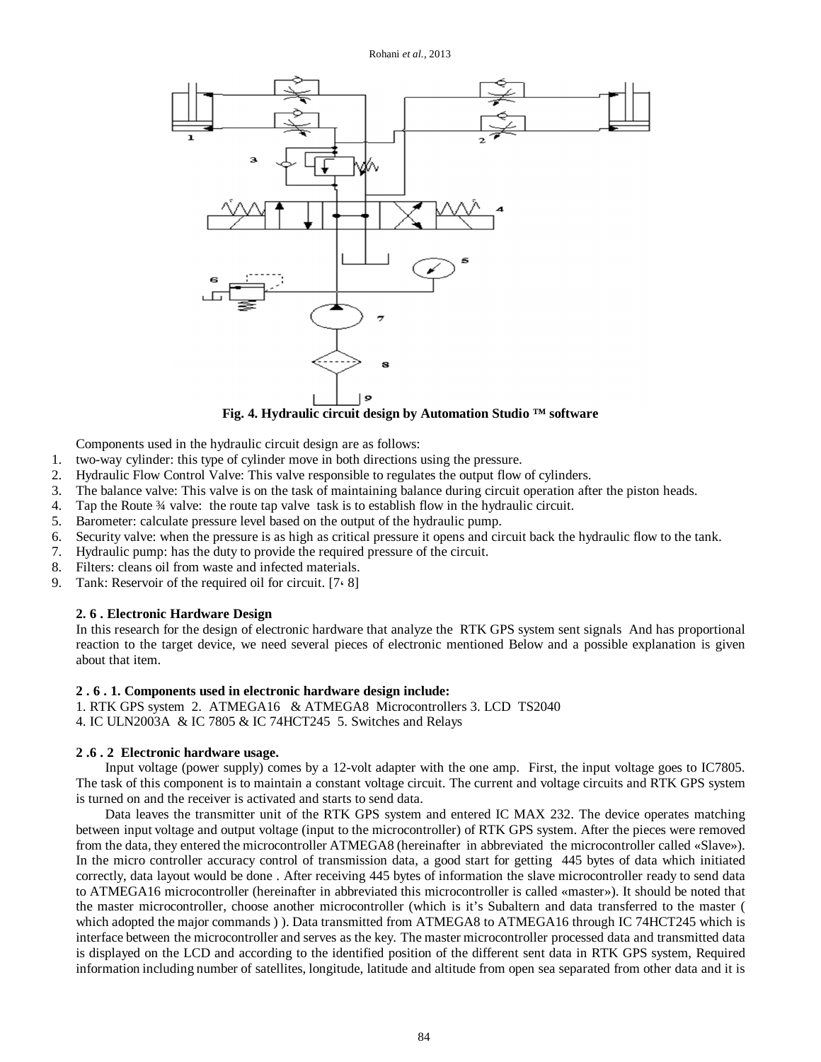Fig. 4. Hydraulic circuit design by Automation Studio ™ software

Components used in the hydraulic circuit design are as follows:

1. two-way cylinder: this type of cylinder move in both directions using the pressure.
2. Hydraulic Flow Control Valve: This valve responsible to regulates the output flow of cylinders.
3. The balance valve: This valve is on the task of maintaining balance during circuit operation after the piston heads.
4. Tap the Route ¾ valve: the route tap valve task is to establish flow in the hydraulic circuit.
5. Barometer: calculate pressure level based on the output of the hydraulic pump.
6. Security valve: when the pressure is as high as critical pressure it opens and circuit back the hydraulic flow to the tank.
7. Hydraulic pump: has the duty to provide the required pressure of the circuit.
8. Filters: cleans oil from waste and infected materials.
9. Tank: Reservoir of the required oil for circuit. [7، 8]

**2. 6 . Electronic Hardware Design**

In this research for the design of electronic hardware that analyze the RTK GPS system sent signals And has proportional reaction to the target device, we need several pieces of electronic mentioned Below and a possible explanation is given about that item.

**2 . 6 . 1. Components used in electronic hardware design include:**

1. RTK GPS system 2. ATMEGA16 & ATMEGA8 Microcontrollers 3. LCD TS2040
4. IC ULN2003A & IC 7805 & IC 74HCT245 5. Switches and Relays

**2 .6 . 2 Electronic hardware usage.**

Input voltage (power supply) comes by a 12-volt adapter with the one amp. First, the input voltage goes to IC7805. The task of this component is to maintain a constant voltage circuit. The current and voltage circuits and RTK GPS system is turned on and the receiver is activated and starts to send data.

Data leaves the transmitter unit of the RTK GPS system and entered IC MAX 232. The device operates matching between input voltage and output voltage (input to the microcontroller) of RTK GPS system. After the pieces were removed from the data, they entered the microcontroller ATMEGA8 (hereinafter in abbreviated the microcontroller called «Slave»). In the micro controller accuracy control of transmission data, a good start for getting 445 bytes of data which initiated correctly, data layout would be done . After receiving 445 bytes of information the slave microcontroller ready to send data to ATMEGA16 microcontroller (hereinafter in abbreviated this microcontroller is called «master»). It should be noted that the master microcontroller, choose another microcontroller (which is it's Subaltern and data transferred to the master ( which adopted the major commands ) ). Data transmitted from ATMEGA8 to ATMEGA16 through IC 74HCT245 which is interface between the microcontroller and serves as the key. The master microcontroller processed data and transmitted data is displayed on the LCD and according to the identified position of the different sent data in RTK GPS system, Required information including number of satellites, longitude, latitude and altitude from open sea separated from other data and it is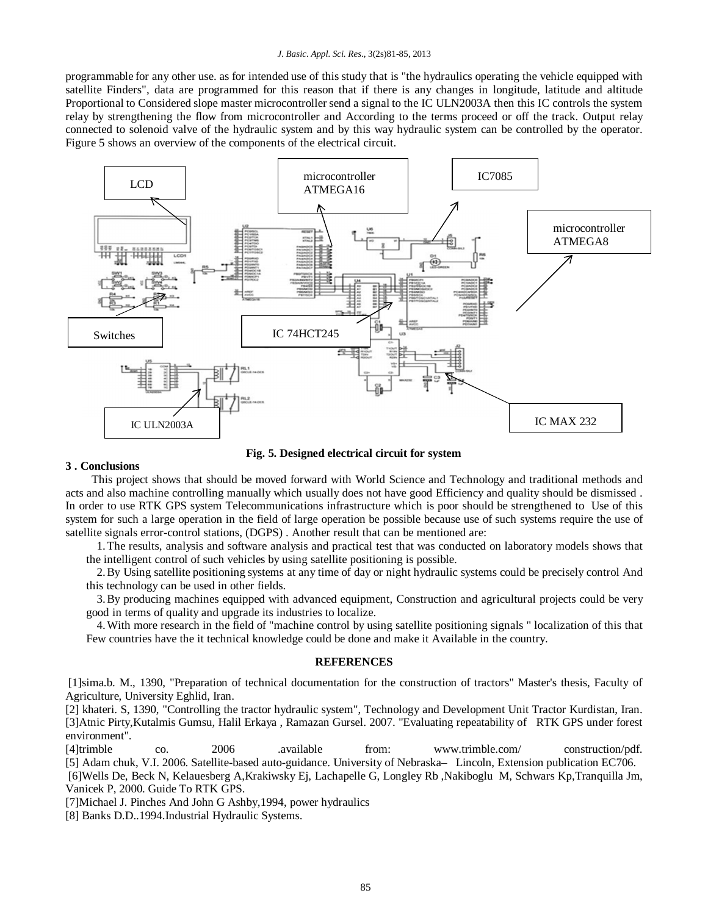programmable for any other use. as for intended use of this study that is "the hydraulics operating the vehicle equipped with satellite Finders", data are programmed for this reason that if there is any changes in longitude, latitude and altitude Proportional to Considered slope master microcontroller send a signal to the IC ULN2003A then this IC controls the system relay by strengthening the flow from microcontroller and According to the terms proceed or off the track. Output relay connected to solenoid valve of the hydraulic system and by this way hydraulic system can be controlled by the operator. Figure 5 shows an overview of the components of the electrical circuit.

LCD

microcontroller ATMEGA16

IC7085

microcontroller ATMEGA8

Switches

IC 74HCT245

IC ULN2003A

IC MAX 232

**Fig. 5. Designed electrical circuit for system**

## 3 . Conclusions

This project shows that should be moved forward with World Science and Technology and traditional methods and acts and also machine controlling manually which usually does not have good Efficiency and quality should be dismissed . In order to use RTK GPS system Telecommunications infrastructure which is poor should be strengthened to Use of this system for such a large operation in the field of large operation be possible because use of such systems require the use of satellite signals error-control stations, (DGPS) . Another result that can be mentioned are:

1. The results, analysis and software analysis and practical test that was conducted on laboratory models shows that the intelligent control of such vehicles by using satellite positioning is possible.
2. By Using satellite positioning systems at any time of day or night hydraulic systems could be precisely control And this technology can be used in other fields.
3. By producing machines equipped with advanced equipment, Construction and agricultural projects could be very good in terms of quality and upgrade its industries to localize.
4. With more research in the field of "machine control by using satellite positioning signals " localization of this that Few countries have the it technical knowledge could be done and make it Available in the country.

## REFERENCES

[1]sima.b. M., 1390, "Preparation of technical documentation for the construction of tractors" Master's thesis, Faculty of Agriculture, University Eghlid, Iran.

[2] khateri. S, 1390, "Controlling the tractor hydraulic system", Technology and Development Unit Tractor Kurdistan, Iran.

[3]Atnic Pirty,Kutalmis Gumsu, Halil Erkaya , Ramazan Gursel. 2007. "Evaluating repeatability of RTK GPS under forest environment".

[4]trimble co. 2006 .available from: www.trimble.com/ construction/pdf.

[5] Adam chuk, V.I. 2006. Satellite-based auto-guidance. University of Nebraska– Lincoln, Extension publication EC706.

[6]Wells De, Beck N, Kelauesberg A,Krakiwsky Ej, Lachapelle G, Longley Rb ,Nakiboglu M, Schwars Kp,Tranquilla Jm, Vanicek P, 2000. Guide To RTK GPS.

[7]Michael J. Pinches And John G Ashby,1994, power hydraulics

[8] Banks D.D..1994.Industrial Hydraulic Systems.